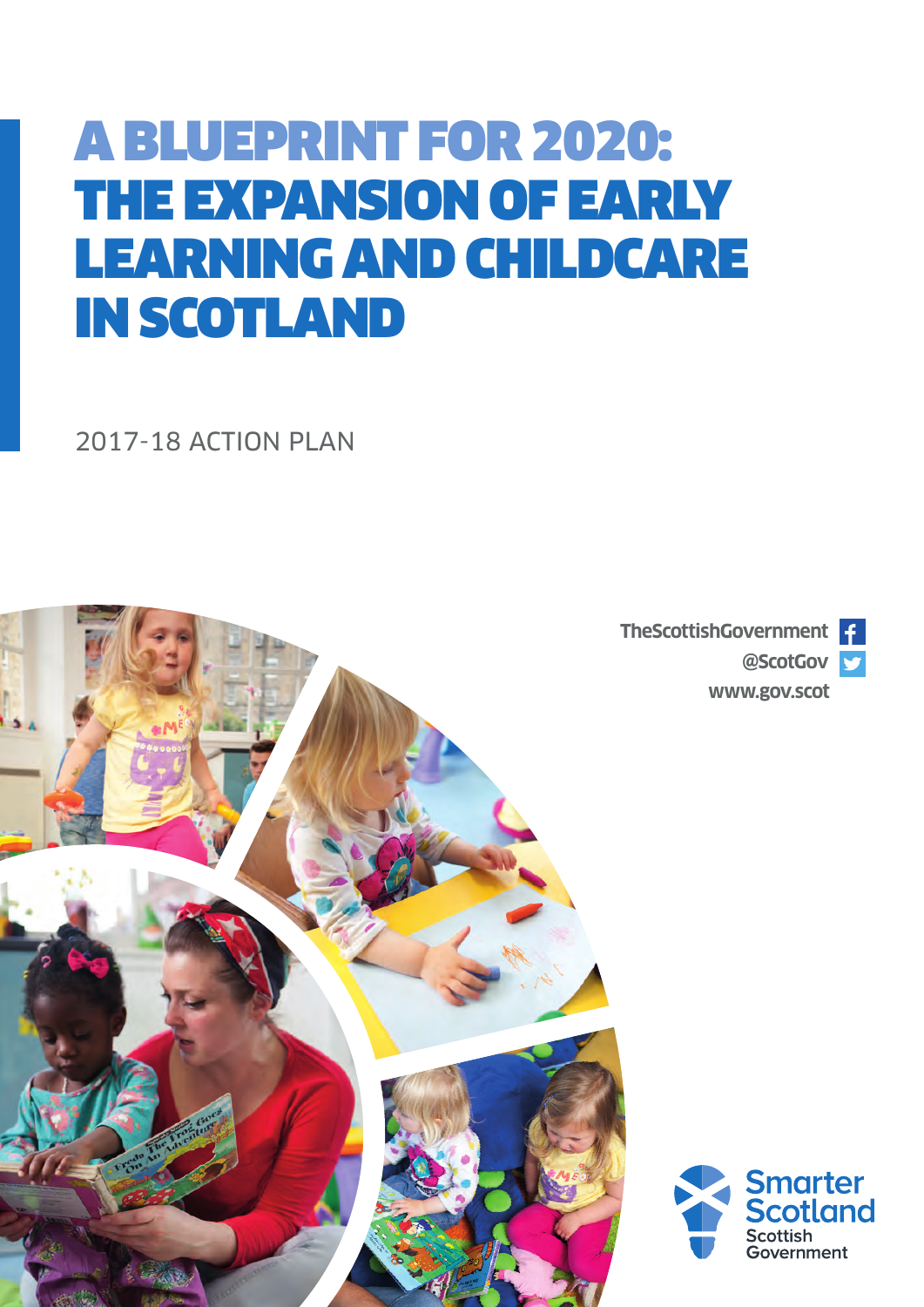# A BLUEPRINT FOR 2020: THE EXPANSION OF EARLY LEARNING AND CHILDCARE IN SCOTLAND

2017-18 ACTION PLAN

TheScottishGovernment

@ScotGov

www.gov.scot

Smarter Scotland

Scottish Government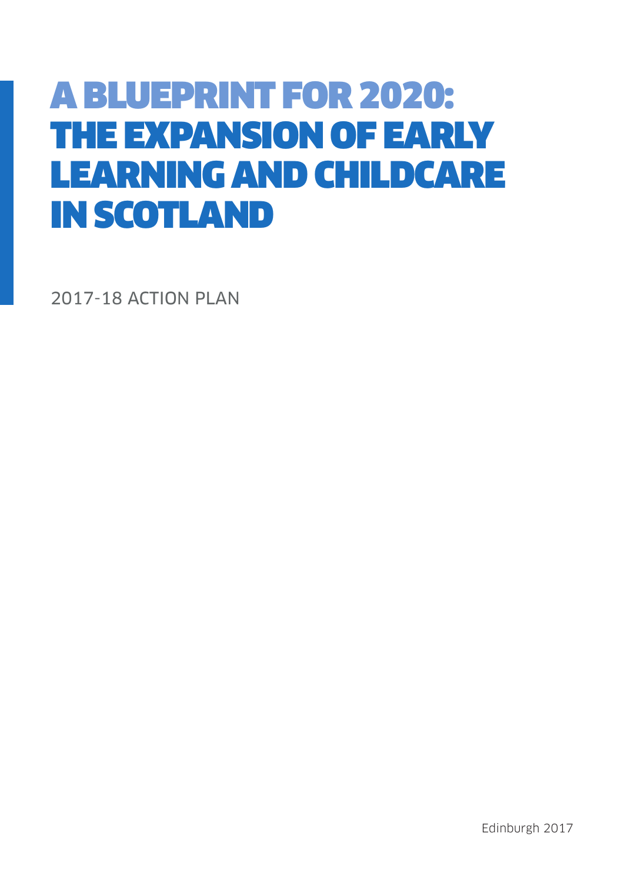# A BLUEPRINT FOR 2020: THE EXPANSION OF EARLY LEARNING AND CHILDCARE IN SCOTLAND

2017-18 ACTION PLAN

Edinburgh 2017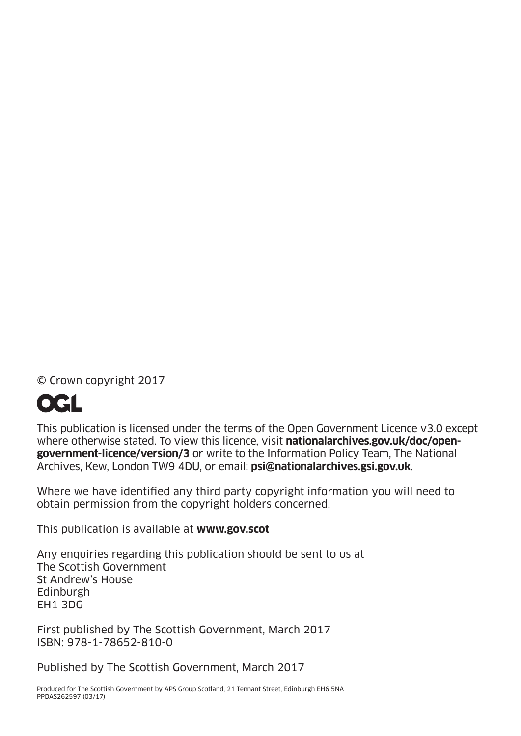© Crown copyright 2017

OGL

This publication is licensed under the terms of the Open Government Licence v3.0 except where otherwise stated. To view this licence, visit **nationalarchives.gov.uk/doc/open-government-licence/version/3** or write to the Information Policy Team, The National Archives, Kew, London TW9 4DU, or email: **psi@nationalarchives.gsi.gov.uk**.

Where we have identified any third party copyright information you will need to obtain permission from the copyright holders concerned.

This publication is available at **www.gov.scot**

Any enquiries regarding this publication should be sent to us at  
The Scottish Government  
St Andrew's House  
Edinburgh  
EH1 3DG

First published by The Scottish Government, March 2017  
ISBN: 978-1-78652-810-0

Published by The Scottish Government, March 2017

Produced for The Scottish Government by APS Group Scotland, 21 Tennant Street, Edinburgh EH6 5NA  
PPDAS262597 (03/17)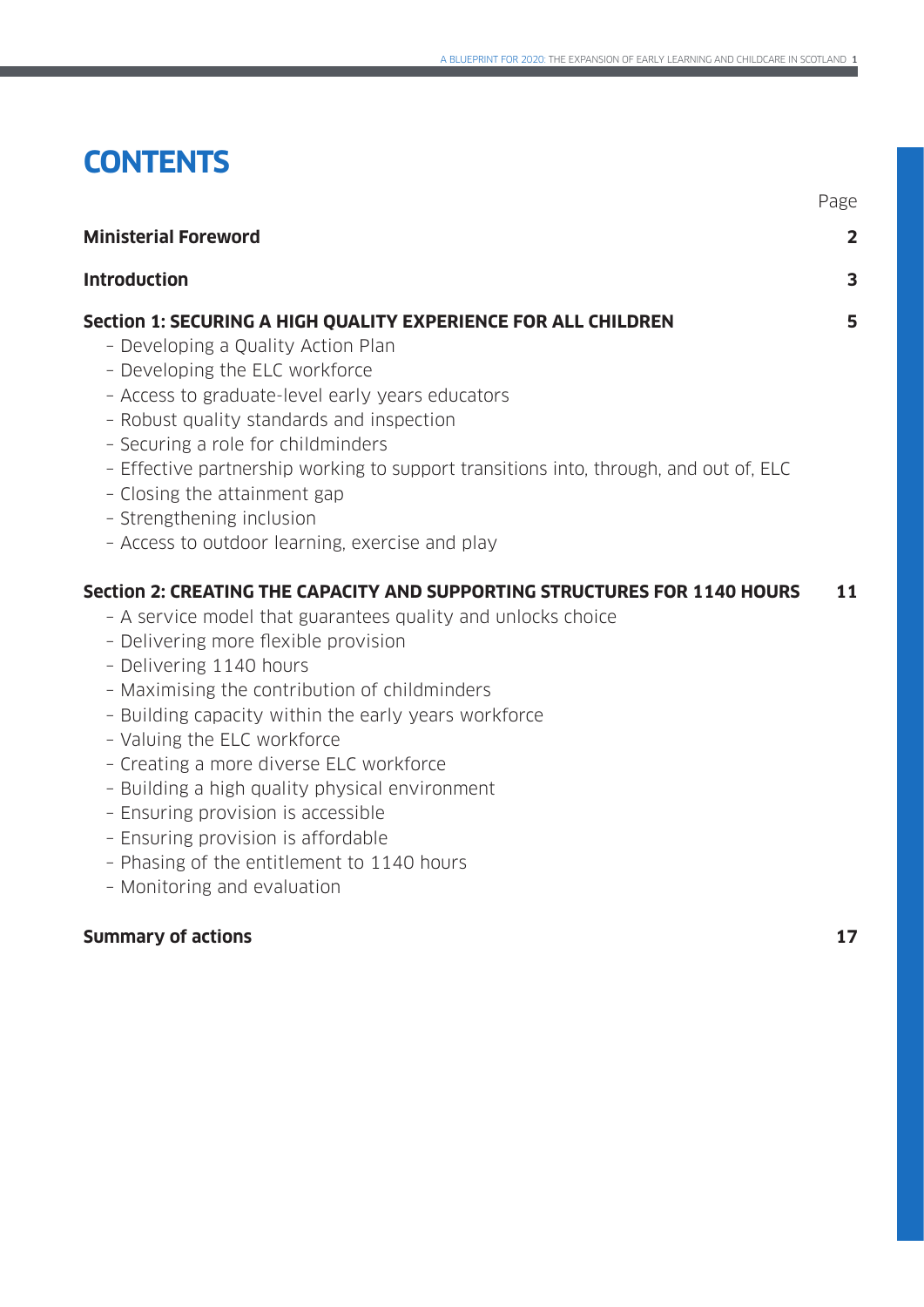# CONTENTS

| | Page |
|---|---|
| **Ministerial Foreword** | **2** |
| **Introduction** | **3** |
| **Section 1: SECURING A HIGH QUALITY EXPERIENCE FOR ALL CHILDREN** | **5** |
| – Developing a Quality Action Plan | |
| – Developing the ELC workforce | |
| – Access to graduate-level early years educators | |
| – Robust quality standards and inspection | |
| – Securing a role for childminders | |
| – Effective partnership working to support transitions into, through, and out of, ELC | |
| – Closing the attainment gap | |
| – Strengthening inclusion | |
| – Access to outdoor learning, exercise and play | |
| **Section 2: CREATING THE CAPACITY AND SUPPORTING STRUCTURES FOR 1140 HOURS** | **11** |
| – A service model that guarantees quality and unlocks choice | |
| – Delivering more flexible provision | |
| – Delivering 1140 hours | |
| – Maximising the contribution of childminders | |
| – Building capacity within the early years workforce | |
| – Valuing the ELC workforce | |
| – Creating a more diverse ELC workforce | |
| – Building a high quality physical environment | |
| – Ensuring provision is accessible | |
| – Ensuring provision is affordable | |
| – Phasing of the entitlement to 1140 hours | |
| – Monitoring and evaluation | |
| **Summary of actions** | **17** |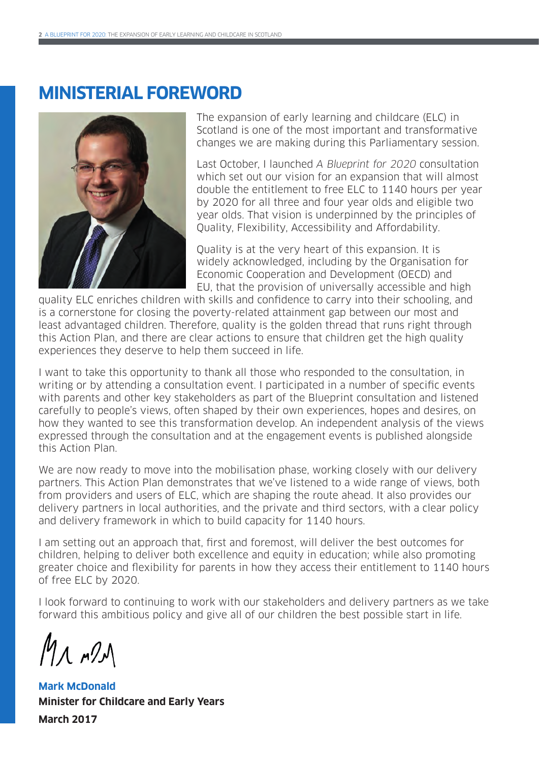# MINISTERIAL FOREWORD

The expansion of early learning and childcare (ELC) in Scotland is one of the most important and transformative changes we are making during this Parliamentary session.

Last October, I launched *A Blueprint for 2020* consultation which set out our vision for an expansion that will almost double the entitlement to free ELC to 1140 hours per year by 2020 for all three and four year olds and eligible two year olds. That vision is underpinned by the principles of Quality, Flexibility, Accessibility and Affordability.

Quality is at the very heart of this expansion. It is widely acknowledged, including by the Organisation for Economic Cooperation and Development (OECD) and EU, that the provision of universally accessible and high quality ELC enriches children with skills and confidence to carry into their schooling, and is a cornerstone for closing the poverty-related attainment gap between our most and least advantaged children. Therefore, quality is the golden thread that runs right through this Action Plan, and there are clear actions to ensure that children get the high quality experiences they deserve to help them succeed in life.

I want to take this opportunity to thank all those who responded to the consultation, in writing or by attending a consultation event. I participated in a number of specific events with parents and other key stakeholders as part of the Blueprint consultation and listened carefully to people's views, often shaped by their own experiences, hopes and desires, on how they wanted to see this transformation develop. An independent analysis of the views expressed through the consultation and at the engagement events is published alongside this Action Plan.

We are now ready to move into the mobilisation phase, working closely with our delivery partners. This Action Plan demonstrates that we've listened to a wide range of views, both from providers and users of ELC, which are shaping the route ahead. It also provides our delivery partners in local authorities, and the private and third sectors, with a clear policy and delivery framework in which to build capacity for 1140 hours.

I am setting out an approach that, first and foremost, will deliver the best outcomes for children, helping to deliver both excellence and equity in education; while also promoting greater choice and flexibility for parents in how they access their entitlement to 1140 hours of free ELC by 2020.

I look forward to continuing to work with our stakeholders and delivery partners as we take forward this ambitious policy and give all of our children the best possible start in life.

**Mark McDonald**
**Minister for Childcare and Early Years**
**March 2017**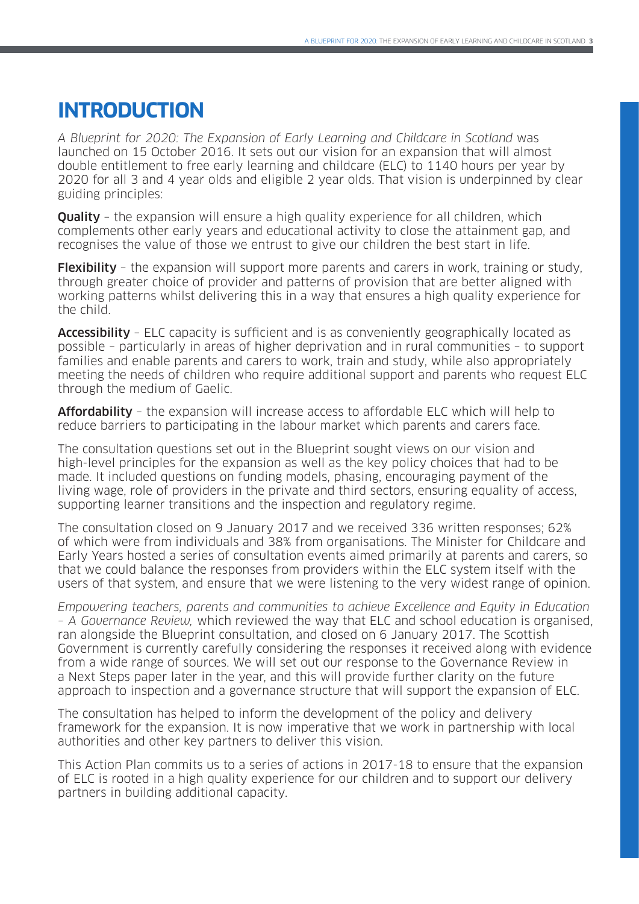# INTRODUCTION

*A Blueprint for 2020: The Expansion of Early Learning and Childcare in Scotland* was launched on 15 October 2016. It sets out our vision for an expansion that will almost double entitlement to free early learning and childcare (ELC) to 1140 hours per year by 2020 for all 3 and 4 year olds and eligible 2 year olds. That vision is underpinned by clear guiding principles:

**Quality** – the expansion will ensure a high quality experience for all children, which complements other early years and educational activity to close the attainment gap, and recognises the value of those we entrust to give our children the best start in life.

**Flexibility** – the expansion will support more parents and carers in work, training or study, through greater choice of provider and patterns of provision that are better aligned with working patterns whilst delivering this in a way that ensures a high quality experience for the child.

**Accessibility** – ELC capacity is sufficient and is as conveniently geographically located as possible – particularly in areas of higher deprivation and in rural communities – to support families and enable parents and carers to work, train and study, while also appropriately meeting the needs of children who require additional support and parents who request ELC through the medium of Gaelic.

**Affordability** – the expansion will increase access to affordable ELC which will help to reduce barriers to participating in the labour market which parents and carers face.

The consultation questions set out in the Blueprint sought views on our vision and high-level principles for the expansion as well as the key policy choices that had to be made. It included questions on funding models, phasing, encouraging payment of the living wage, role of providers in the private and third sectors, ensuring equality of access, supporting learner transitions and the inspection and regulatory regime.

The consultation closed on 9 January 2017 and we received 336 written responses; 62% of which were from individuals and 38% from organisations. The Minister for Childcare and Early Years hosted a series of consultation events aimed primarily at parents and carers, so that we could balance the responses from providers within the ELC system itself with the users of that system, and ensure that we were listening to the very widest range of opinion.

*Empowering teachers, parents and communities to achieve Excellence and Equity in Education – A Governance Review,* which reviewed the way that ELC and school education is organised, ran alongside the Blueprint consultation, and closed on 6 January 2017. The Scottish Government is currently carefully considering the responses it received along with evidence from a wide range of sources. We will set out our response to the Governance Review in a Next Steps paper later in the year, and this will provide further clarity on the future approach to inspection and a governance structure that will support the expansion of ELC.

The consultation has helped to inform the development of the policy and delivery framework for the expansion. It is now imperative that we work in partnership with local authorities and other key partners to deliver this vision.

This Action Plan commits us to a series of actions in 2017-18 to ensure that the expansion of ELC is rooted in a high quality experience for our children and to support our delivery partners in building additional capacity.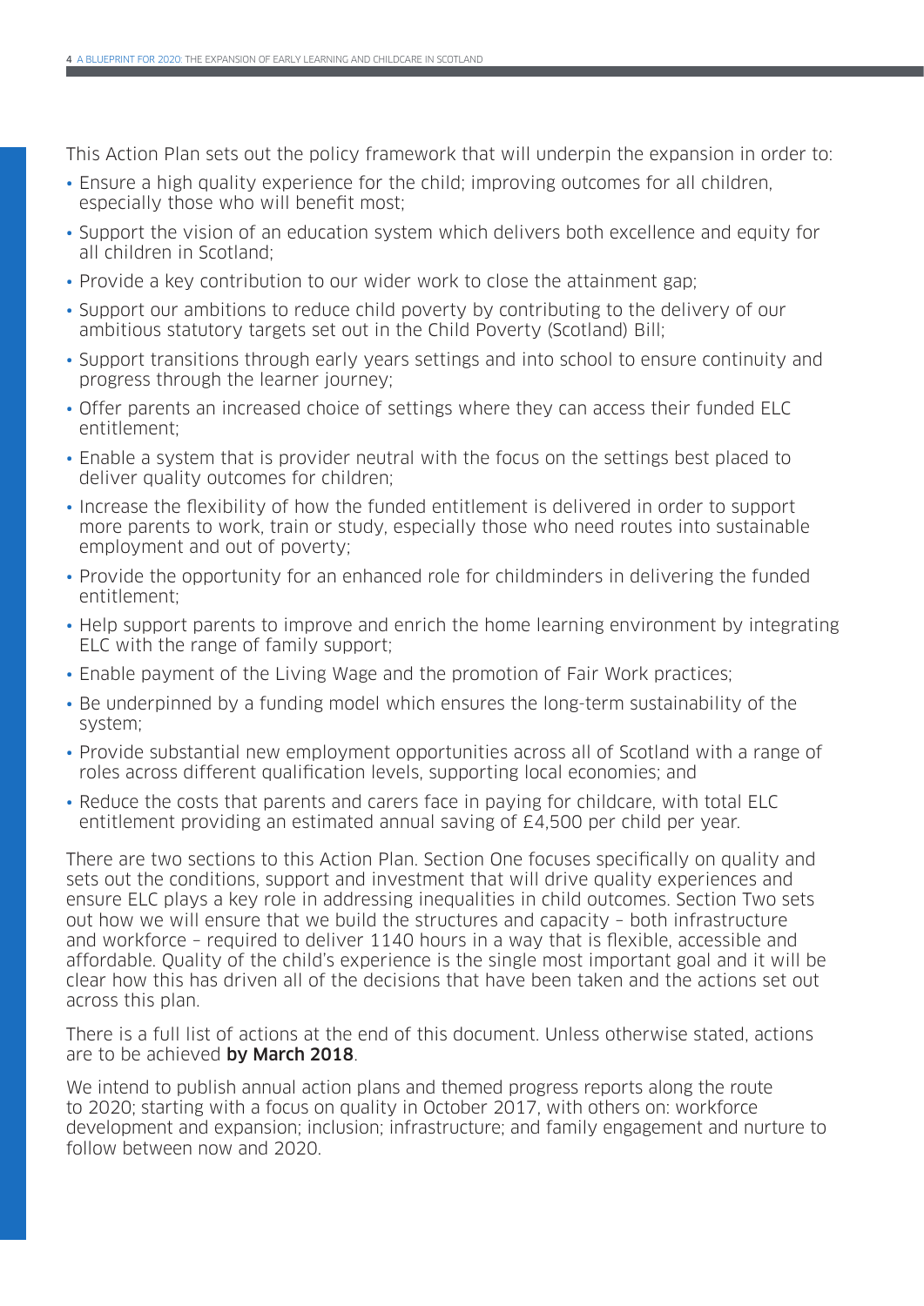This Action Plan sets out the policy framework that will underpin the expansion in order to:

- Ensure a high quality experience for the child; improving outcomes for all children, especially those who will benefit most;
- Support the vision of an education system which delivers both excellence and equity for all children in Scotland;
- Provide a key contribution to our wider work to close the attainment gap;
- Support our ambitions to reduce child poverty by contributing to the delivery of our ambitious statutory targets set out in the Child Poverty (Scotland) Bill;
- Support transitions through early years settings and into school to ensure continuity and progress through the learner journey;
- Offer parents an increased choice of settings where they can access their funded ELC entitlement;
- Enable a system that is provider neutral with the focus on the settings best placed to deliver quality outcomes for children;
- Increase the flexibility of how the funded entitlement is delivered in order to support more parents to work, train or study, especially those who need routes into sustainable employment and out of poverty;
- Provide the opportunity for an enhanced role for childminders in delivering the funded entitlement;
- Help support parents to improve and enrich the home learning environment by integrating ELC with the range of family support;
- Enable payment of the Living Wage and the promotion of Fair Work practices;
- Be underpinned by a funding model which ensures the long-term sustainability of the system;
- Provide substantial new employment opportunities across all of Scotland with a range of roles across different qualification levels, supporting local economies; and
- Reduce the costs that parents and carers face in paying for childcare, with total ELC entitlement providing an estimated annual saving of £4,500 per child per year.

There are two sections to this Action Plan. Section One focuses specifically on quality and sets out the conditions, support and investment that will drive quality experiences and ensure ELC plays a key role in addressing inequalities in child outcomes. Section Two sets out how we will ensure that we build the structures and capacity – both infrastructure and workforce – required to deliver 1140 hours in a way that is flexible, accessible and affordable. Quality of the child's experience is the single most important goal and it will be clear how this has driven all of the decisions that have been taken and the actions set out across this plan.

There is a full list of actions at the end of this document. Unless otherwise stated, actions are to be achieved **by March 2018**.

We intend to publish annual action plans and themed progress reports along the route to 2020; starting with a focus on quality in October 2017, with others on: workforce development and expansion; inclusion; infrastructure; and family engagement and nurture to follow between now and 2020.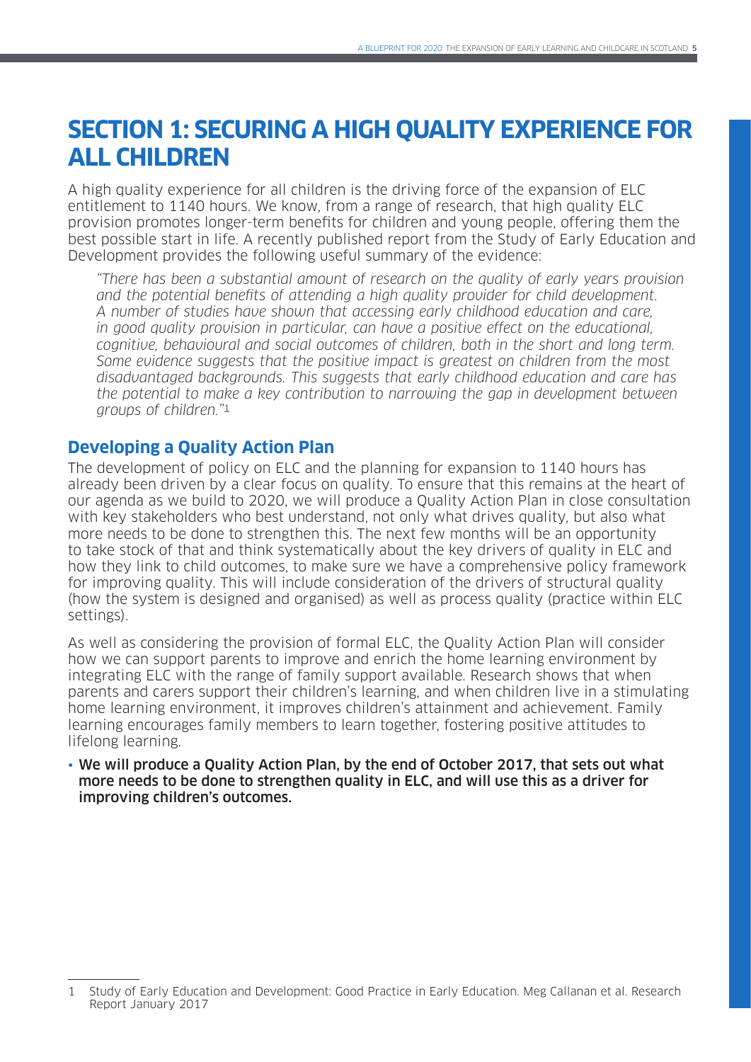# SECTION 1: SECURING A HIGH QUALITY EXPERIENCE FOR ALL CHILDREN

A high quality experience for all children is the driving force of the expansion of ELC entitlement to 1140 hours. We know, from a range of research, that high quality ELC provision promotes longer-term benefits for children and young people, offering them the best possible start in life. A recently published report from the Study of Early Education and Development provides the following useful summary of the evidence:

> *"There has been a substantial amount of research on the quality of early years provision and the potential benefits of attending a high quality provider for child development. A number of studies have shown that accessing early childhood education and care, in good quality provision in particular, can have a positive effect on the educational, cognitive, behavioural and social outcomes of children, both in the short and long term. Some evidence suggests that the positive impact is greatest on children from the most disadvantaged backgrounds. This suggests that early childhood education and care has the potential to make a key contribution to narrowing the gap in development between groups of children."*[1]

## Developing a Quality Action Plan

The development of policy on ELC and the planning for expansion to 1140 hours has already been driven by a clear focus on quality. To ensure that this remains at the heart of our agenda as we build to 2020, we will produce a Quality Action Plan in close consultation with key stakeholders who best understand, not only what drives quality, but also what more needs to be done to strengthen this. The next few months will be an opportunity to take stock of that and think systematically about the key drivers of quality in ELC and how they link to child outcomes, to make sure we have a comprehensive policy framework for improving quality. This will include consideration of the drivers of structural quality (how the system is designed and organised) as well as process quality (practice within ELC settings).

As well as considering the provision of formal ELC, the Quality Action Plan will consider how we can support parents to improve and enrich the home learning environment by integrating ELC with the range of family support available. Research shows that when parents and carers support their children's learning, and when children live in a stimulating home learning environment, it improves children's attainment and achievement. Family learning encourages family members to learn together, fostering positive attitudes to lifelong learning.

- **We will produce a Quality Action Plan, by the end of October 2017, that sets out what more needs to be done to strengthen quality in ELC, and will use this as a driver for improving children's outcomes.**

---

1 Study of Early Education and Development: Good Practice in Early Education. Meg Callanan et al. Research Report January 2017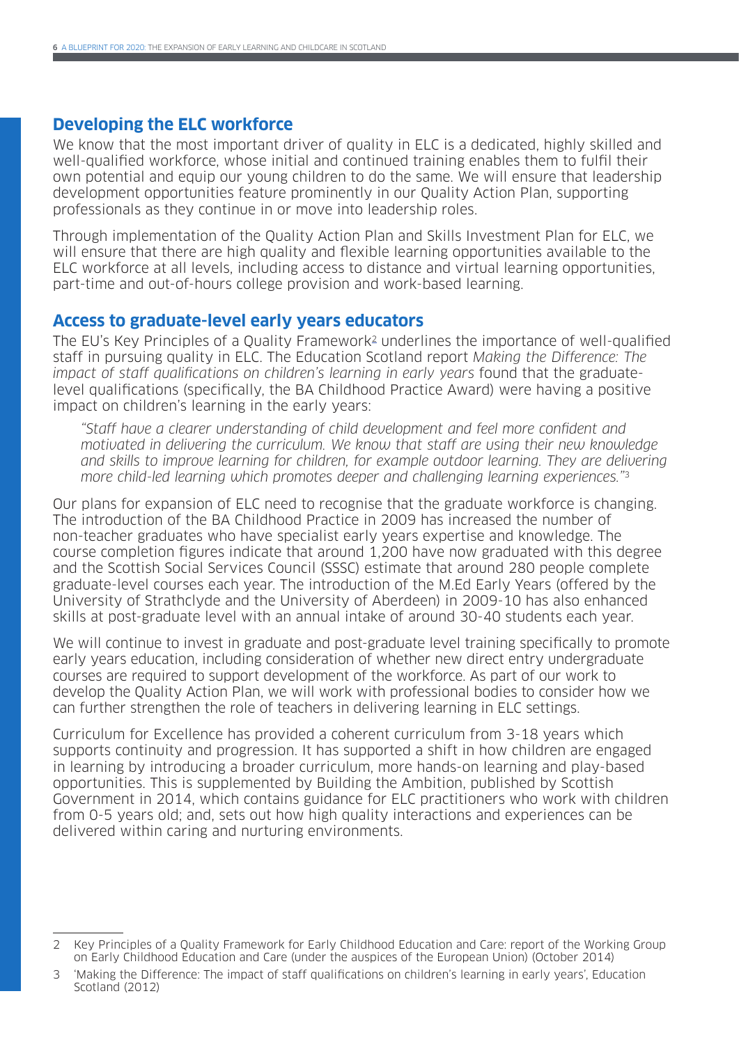## Developing the ELC workforce

We know that the most important driver of quality in ELC is a dedicated, highly skilled and well-qualified workforce, whose initial and continued training enables them to fulfil their own potential and equip our young children to do the same. We will ensure that leadership development opportunities feature prominently in our Quality Action Plan, supporting professionals as they continue in or move into leadership roles.

Through implementation of the Quality Action Plan and Skills Investment Plan for ELC, we will ensure that there are high quality and flexible learning opportunities available to the ELC workforce at all levels, including access to distance and virtual learning opportunities, part-time and out-of-hours college provision and work-based learning.

## Access to graduate-level early years educators

The EU's Key Principles of a Quality Framework[2] underlines the importance of well-qualified staff in pursuing quality in ELC. The Education Scotland report *Making the Difference: The impact of staff qualifications on children's learning in early years* found that the graduate-level qualifications (specifically, the BA Childhood Practice Award) were having a positive impact on children's learning in the early years:

> *"Staff have a clearer understanding of child development and feel more confident and motivated in delivering the curriculum. We know that staff are using their new knowledge and skills to improve learning for children, for example outdoor learning. They are delivering more child-led learning which promotes deeper and challenging learning experiences."*[3]

Our plans for expansion of ELC need to recognise that the graduate workforce is changing. The introduction of the BA Childhood Practice in 2009 has increased the number of non-teacher graduates who have specialist early years expertise and knowledge. The course completion figures indicate that around 1,200 have now graduated with this degree and the Scottish Social Services Council (SSSC) estimate that around 280 people complete graduate-level courses each year. The introduction of the M.Ed Early Years (offered by the University of Strathclyde and the University of Aberdeen) in 2009-10 has also enhanced skills at post-graduate level with an annual intake of around 30-40 students each year.

We will continue to invest in graduate and post-graduate level training specifically to promote early years education, including consideration of whether new direct entry undergraduate courses are required to support development of the workforce. As part of our work to develop the Quality Action Plan, we will work with professional bodies to consider how we can further strengthen the role of teachers in delivering learning in ELC settings.

Curriculum for Excellence has provided a coherent curriculum from 3-18 years which supports continuity and progression. It has supported a shift in how children are engaged in learning by introducing a broader curriculum, more hands-on learning and play-based opportunities. This is supplemented by Building the Ambition, published by Scottish Government in 2014, which contains guidance for ELC practitioners who work with children from 0-5 years old; and, sets out how high quality interactions and experiences can be delivered within caring and nurturing environments.

---

2 Key Principles of a Quality Framework for Early Childhood Education and Care: report of the Working Group on Early Childhood Education and Care (under the auspices of the European Union) (October 2014)

3 'Making the Difference: The impact of staff qualifications on children's learning in early years', Education Scotland (2012)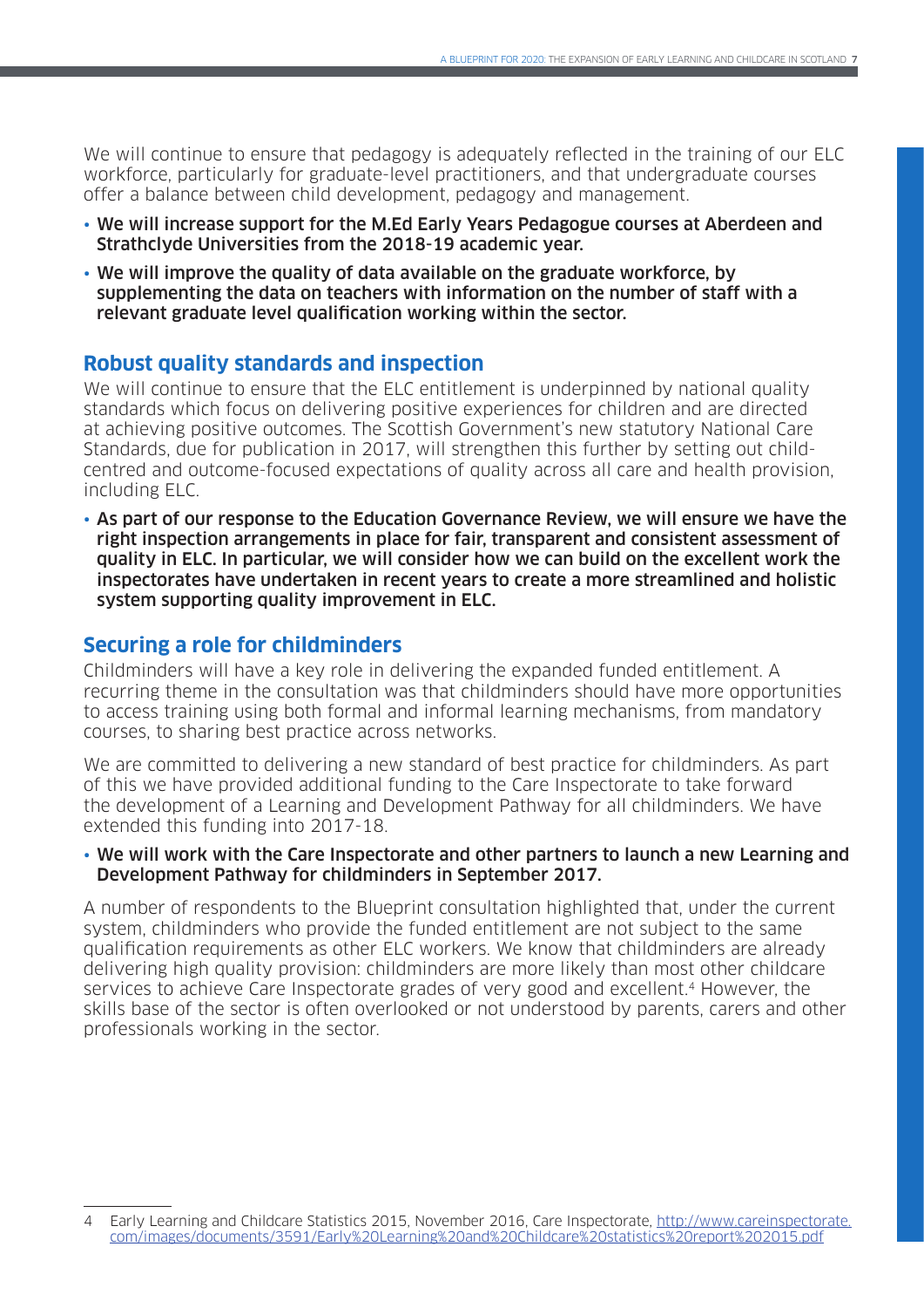We will continue to ensure that pedagogy is adequately reflected in the training of our ELC workforce, particularly for graduate-level practitioners, and that undergraduate courses offer a balance between child development, pedagogy and management.

- **We will increase support for the M.Ed Early Years Pedagogue courses at Aberdeen and Strathclyde Universities from the 2018-19 academic year.**
- **We will improve the quality of data available on the graduate workforce, by supplementing the data on teachers with information on the number of staff with a relevant graduate level qualification working within the sector.**

## Robust quality standards and inspection

We will continue to ensure that the ELC entitlement is underpinned by national quality standards which focus on delivering positive experiences for children and are directed at achieving positive outcomes. The Scottish Government's new statutory National Care Standards, due for publication in 2017, will strengthen this further by setting out child-centred and outcome-focused expectations of quality across all care and health provision, including ELC.

- **As part of our response to the Education Governance Review, we will ensure we have the right inspection arrangements in place for fair, transparent and consistent assessment of quality in ELC. In particular, we will consider how we can build on the excellent work the inspectorates have undertaken in recent years to create a more streamlined and holistic system supporting quality improvement in ELC.**

## Securing a role for childminders

Childminders will have a key role in delivering the expanded funded entitlement. A recurring theme in the consultation was that childminders should have more opportunities to access training using both formal and informal learning mechanisms, from mandatory courses, to sharing best practice across networks.

We are committed to delivering a new standard of best practice for childminders. As part of this we have provided additional funding to the Care Inspectorate to take forward the development of a Learning and Development Pathway for all childminders. We have extended this funding into 2017-18.

- **We will work with the Care Inspectorate and other partners to launch a new Learning and Development Pathway for childminders in September 2017.**

A number of respondents to the Blueprint consultation highlighted that, under the current system, childminders who provide the funded entitlement are not subject to the same qualification requirements as other ELC workers. We know that childminders are already delivering high quality provision: childminders are more likely than most other childcare services to achieve Care Inspectorate grades of very good and excellent.[4] However, the skills base of the sector is often overlooked or not understood by parents, carers and other professionals working in the sector.

---

4 Early Learning and Childcare Statistics 2015, November 2016, Care Inspectorate, http://www.careinspectorate.com/images/documents/3591/Early%20Learning%20and%20Childcare%20statistics%20report%202015.pdf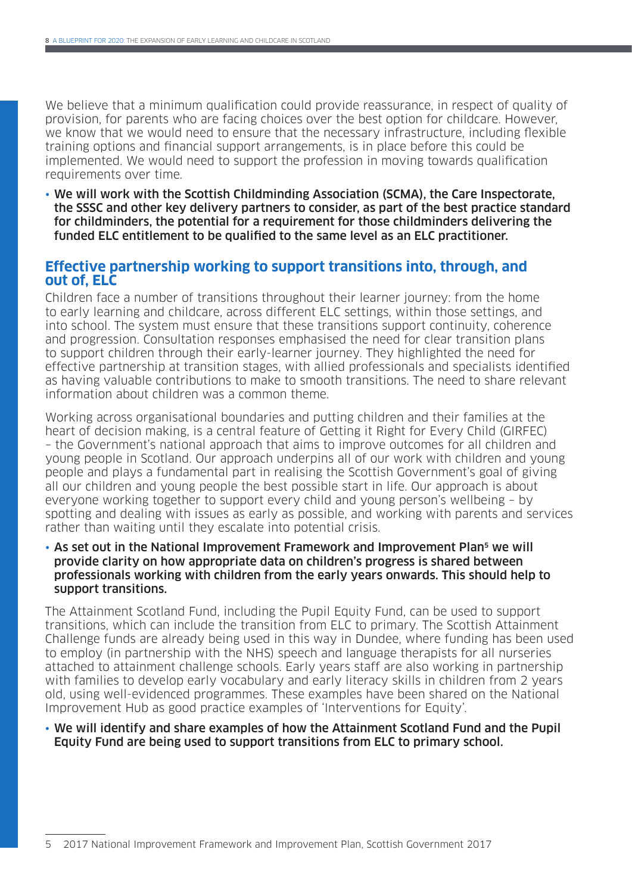We believe that a minimum qualification could provide reassurance, in respect of quality of provision, for parents who are facing choices over the best option for childcare. However, we know that we would need to ensure that the necessary infrastructure, including flexible training options and financial support arrangements, is in place before this could be implemented. We would need to support the profession in moving towards qualification requirements over time.

- **We will work with the Scottish Childminding Association (SCMA), the Care Inspectorate, the SSSC and other key delivery partners to consider, as part of the best practice standard for childminders, the potential for a requirement for those childminders delivering the funded ELC entitlement to be qualified to the same level as an ELC practitioner.**

## Effective partnership working to support transitions into, through, and out of, ELC

Children face a number of transitions throughout their learner journey: from the home to early learning and childcare, across different ELC settings, within those settings, and into school. The system must ensure that these transitions support continuity, coherence and progression. Consultation responses emphasised the need for clear transition plans to support children through their early-learner journey. They highlighted the need for effective partnership at transition stages, with allied professionals and specialists identified as having valuable contributions to make to smooth transitions. The need to share relevant information about children was a common theme.

Working across organisational boundaries and putting children and their families at the heart of decision making, is a central feature of Getting it Right for Every Child (GIRFEC) – the Government's national approach that aims to improve outcomes for all children and young people in Scotland. Our approach underpins all of our work with children and young people and plays a fundamental part in realising the Scottish Government's goal of giving all our children and young people the best possible start in life. Our approach is about everyone working together to support every child and young person's wellbeing – by spotting and dealing with issues as early as possible, and working with parents and services rather than waiting until they escalate into potential crisis.

- **As set out in the National Improvement Framework and Improvement Plan[5] we will provide clarity on how appropriate data on children's progress is shared between professionals working with children from the early years onwards. This should help to support transitions.**

The Attainment Scotland Fund, including the Pupil Equity Fund, can be used to support transitions, which can include the transition from ELC to primary. The Scottish Attainment Challenge funds are already being used in this way in Dundee, where funding has been used to employ (in partnership with the NHS) speech and language therapists for all nurseries attached to attainment challenge schools. Early years staff are also working in partnership with families to develop early vocabulary and early literacy skills in children from 2 years old, using well-evidenced programmes. These examples have been shared on the National Improvement Hub as good practice examples of 'Interventions for Equity'.

- **We will identify and share examples of how the Attainment Scotland Fund and the Pupil Equity Fund are being used to support transitions from ELC to primary school.**

---

5 2017 National Improvement Framework and Improvement Plan, Scottish Government 2017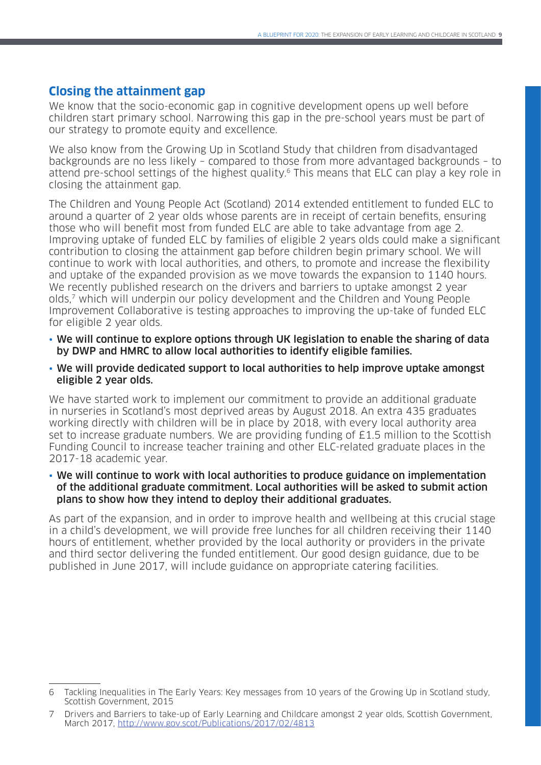## Closing the attainment gap

We know that the socio-economic gap in cognitive development opens up well before children start primary school. Narrowing this gap in the pre-school years must be part of our strategy to promote equity and excellence.

We also know from the Growing Up in Scotland Study that children from disadvantaged backgrounds are no less likely – compared to those from more advantaged backgrounds – to attend pre-school settings of the highest quality.[6] This means that ELC can play a key role in closing the attainment gap.

The Children and Young People Act (Scotland) 2014 extended entitlement to funded ELC to around a quarter of 2 year olds whose parents are in receipt of certain benefits, ensuring those who will benefit most from funded ELC are able to take advantage from age 2. Improving uptake of funded ELC by families of eligible 2 years olds could make a significant contribution to closing the attainment gap before children begin primary school. We will continue to work with local authorities, and others, to promote and increase the flexibility and uptake of the expanded provision as we move towards the expansion to 1140 hours. We recently published research on the drivers and barriers to uptake amongst 2 year olds,[7] which will underpin our policy development and the Children and Young People Improvement Collaborative is testing approaches to improving the up-take of funded ELC for eligible 2 year olds.

- **We will continue to explore options through UK legislation to enable the sharing of data by DWP and HMRC to allow local authorities to identify eligible families.**
- **We will provide dedicated support to local authorities to help improve uptake amongst eligible 2 year olds.**

We have started work to implement our commitment to provide an additional graduate in nurseries in Scotland's most deprived areas by August 2018. An extra 435 graduates working directly with children will be in place by 2018, with every local authority area set to increase graduate numbers. We are providing funding of £1.5 million to the Scottish Funding Council to increase teacher training and other ELC-related graduate places in the 2017-18 academic year.

- **We will continue to work with local authorities to produce guidance on implementation of the additional graduate commitment. Local authorities will be asked to submit action plans to show how they intend to deploy their additional graduates.**

As part of the expansion, and in order to improve health and wellbeing at this crucial stage in a child's development, we will provide free lunches for all children receiving their 1140 hours of entitlement, whether provided by the local authority or providers in the private and third sector delivering the funded entitlement. Our good design guidance, due to be published in June 2017, will include guidance on appropriate catering facilities.

---

6 Tackling Inequalities in The Early Years: Key messages from 10 years of the Growing Up in Scotland study, Scottish Government, 2015

7 Drivers and Barriers to take-up of Early Learning and Childcare amongst 2 year olds, Scottish Government, March 2017, http://www.gov.scot/Publications/2017/02/4813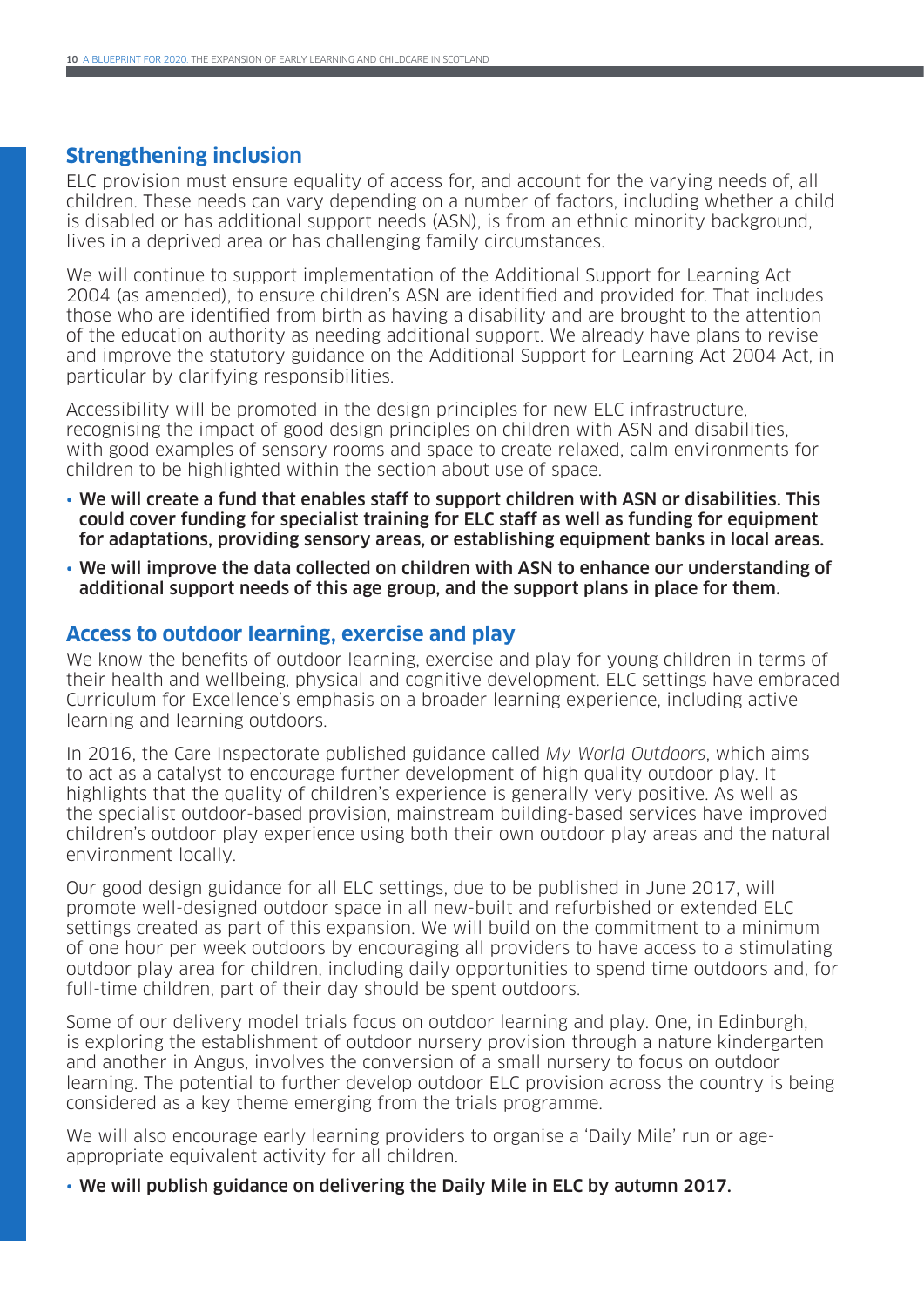## Strengthening inclusion

ELC provision must ensure equality of access for, and account for the varying needs of, all children. These needs can vary depending on a number of factors, including whether a child is disabled or has additional support needs (ASN), is from an ethnic minority background, lives in a deprived area or has challenging family circumstances.

We will continue to support implementation of the Additional Support for Learning Act 2004 (as amended), to ensure children's ASN are identified and provided for. That includes those who are identified from birth as having a disability and are brought to the attention of the education authority as needing additional support. We already have plans to revise and improve the statutory guidance on the Additional Support for Learning Act 2004 Act, in particular by clarifying responsibilities.

Accessibility will be promoted in the design principles for new ELC infrastructure, recognising the impact of good design principles on children with ASN and disabilities, with good examples of sensory rooms and space to create relaxed, calm environments for children to be highlighted within the section about use of space.

- **We will create a fund that enables staff to support children with ASN or disabilities. This could cover funding for specialist training for ELC staff as well as funding for equipment for adaptations, providing sensory areas, or establishing equipment banks in local areas.**
- **We will improve the data collected on children with ASN to enhance our understanding of additional support needs of this age group, and the support plans in place for them.**

## Access to outdoor learning, exercise and play

We know the benefits of outdoor learning, exercise and play for young children in terms of their health and wellbeing, physical and cognitive development. ELC settings have embraced Curriculum for Excellence's emphasis on a broader learning experience, including active learning and learning outdoors.

In 2016, the Care Inspectorate published guidance called *My World Outdoors*, which aims to act as a catalyst to encourage further development of high quality outdoor play. It highlights that the quality of children's experience is generally very positive. As well as the specialist outdoor-based provision, mainstream building-based services have improved children's outdoor play experience using both their own outdoor play areas and the natural environment locally.

Our good design guidance for all ELC settings, due to be published in June 2017, will promote well-designed outdoor space in all new-built and refurbished or extended ELC settings created as part of this expansion. We will build on the commitment to a minimum of one hour per week outdoors by encouraging all providers to have access to a stimulating outdoor play area for children, including daily opportunities to spend time outdoors and, for full-time children, part of their day should be spent outdoors.

Some of our delivery model trials focus on outdoor learning and play. One, in Edinburgh, is exploring the establishment of outdoor nursery provision through a nature kindergarten and another in Angus, involves the conversion of a small nursery to focus on outdoor learning. The potential to further develop outdoor ELC provision across the country is being considered as a key theme emerging from the trials programme.

We will also encourage early learning providers to organise a 'Daily Mile' run or age-appropriate equivalent activity for all children.

- **We will publish guidance on delivering the Daily Mile in ELC by autumn 2017.**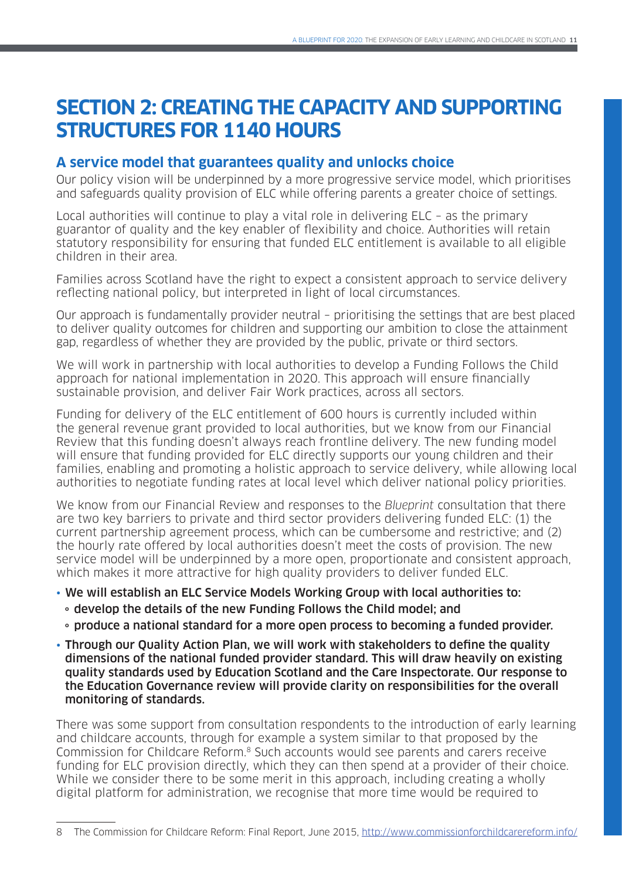# SECTION 2: CREATING THE CAPACITY AND SUPPORTING STRUCTURES FOR 1140 HOURS

## A service model that guarantees quality and unlocks choice

Our policy vision will be underpinned by a more progressive service model, which prioritises and safeguards quality provision of ELC while offering parents a greater choice of settings.

Local authorities will continue to play a vital role in delivering ELC – as the primary guarantor of quality and the key enabler of flexibility and choice. Authorities will retain statutory responsibility for ensuring that funded ELC entitlement is available to all eligible children in their area.

Families across Scotland have the right to expect a consistent approach to service delivery reflecting national policy, but interpreted in light of local circumstances.

Our approach is fundamentally provider neutral – prioritising the settings that are best placed to deliver quality outcomes for children and supporting our ambition to close the attainment gap, regardless of whether they are provided by the public, private or third sectors.

We will work in partnership with local authorities to develop a Funding Follows the Child approach for national implementation in 2020. This approach will ensure financially sustainable provision, and deliver Fair Work practices, across all sectors.

Funding for delivery of the ELC entitlement of 600 hours is currently included within the general revenue grant provided to local authorities, but we know from our Financial Review that this funding doesn't always reach frontline delivery. The new funding model will ensure that funding provided for ELC directly supports our young children and their families, enabling and promoting a holistic approach to service delivery, while allowing local authorities to negotiate funding rates at local level which deliver national policy priorities.

We know from our Financial Review and responses to the *Blueprint* consultation that there are two key barriers to private and third sector providers delivering funded ELC: (1) the current partnership agreement process, which can be cumbersome and restrictive; and (2) the hourly rate offered by local authorities doesn't meet the costs of provision. The new service model will be underpinned by a more open, proportionate and consistent approach, which makes it more attractive for high quality providers to deliver funded ELC.

- **We will establish an ELC Service Models Working Group with local authorities to:**
  - **develop the details of the new Funding Follows the Child model; and**
  - **produce a national standard for a more open process to becoming a funded provider.**
- **Through our Quality Action Plan, we will work with stakeholders to define the quality dimensions of the national funded provider standard. This will draw heavily on existing quality standards used by Education Scotland and the Care Inspectorate. Our response to the Education Governance review will provide clarity on responsibilities for the overall monitoring of standards.**

There was some support from consultation respondents to the introduction of early learning and childcare accounts, through for example a system similar to that proposed by the Commission for Childcare Reform.[8] Such accounts would see parents and carers receive funding for ELC provision directly, which they can then spend at a provider of their choice. While we consider there to be some merit in this approach, including creating a wholly digital platform for administration, we recognise that more time would be required to

8 The Commission for Childcare Reform: Final Report, June 2015, http://www.commissionforchildcarereform.info/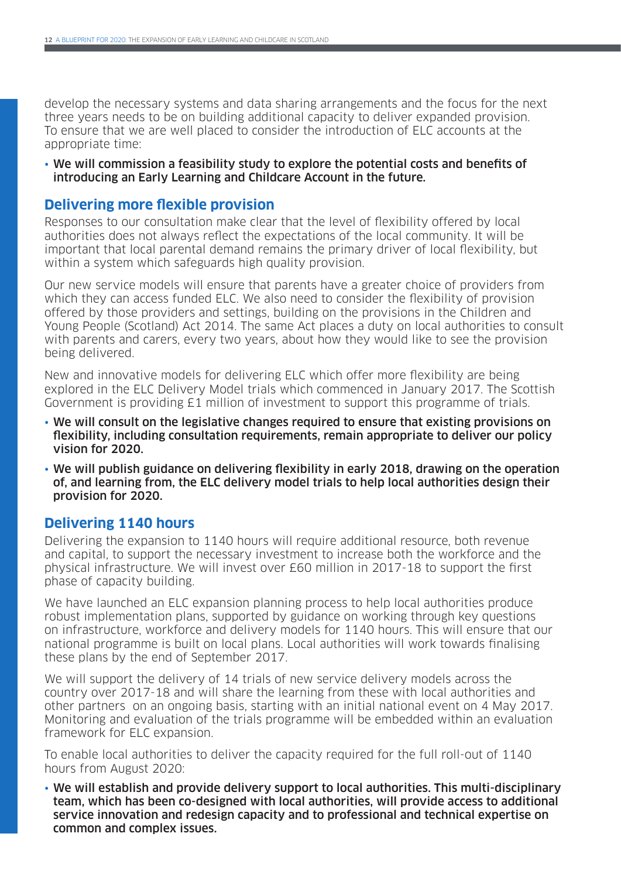develop the necessary systems and data sharing arrangements and the focus for the next three years needs to be on building additional capacity to deliver expanded provision. To ensure that we are well placed to consider the introduction of ELC accounts at the appropriate time:

- **We will commission a feasibility study to explore the potential costs and benefits of introducing an Early Learning and Childcare Account in the future.**

## Delivering more flexible provision

Responses to our consultation make clear that the level of flexibility offered by local authorities does not always reflect the expectations of the local community. It will be important that local parental demand remains the primary driver of local flexibility, but within a system which safeguards high quality provision.

Our new service models will ensure that parents have a greater choice of providers from which they can access funded ELC. We also need to consider the flexibility of provision offered by those providers and settings, building on the provisions in the Children and Young People (Scotland) Act 2014. The same Act places a duty on local authorities to consult with parents and carers, every two years, about how they would like to see the provision being delivered.

New and innovative models for delivering ELC which offer more flexibility are being explored in the ELC Delivery Model trials which commenced in January 2017. The Scottish Government is providing £1 million of investment to support this programme of trials.

- **We will consult on the legislative changes required to ensure that existing provisions on flexibility, including consultation requirements, remain appropriate to deliver our policy vision for 2020.**
- **We will publish guidance on delivering flexibility in early 2018, drawing on the operation of, and learning from, the ELC delivery model trials to help local authorities design their provision for 2020.**

## Delivering 1140 hours

Delivering the expansion to 1140 hours will require additional resource, both revenue and capital, to support the necessary investment to increase both the workforce and the physical infrastructure. We will invest over £60 million in 2017-18 to support the first phase of capacity building.

We have launched an ELC expansion planning process to help local authorities produce robust implementation plans, supported by guidance on working through key questions on infrastructure, workforce and delivery models for 1140 hours. This will ensure that our national programme is built on local plans. Local authorities will work towards finalising these plans by the end of September 2017.

We will support the delivery of 14 trials of new service delivery models across the country over 2017-18 and will share the learning from these with local authorities and other partners on an ongoing basis, starting with an initial national event on 4 May 2017. Monitoring and evaluation of the trials programme will be embedded within an evaluation framework for ELC expansion.

To enable local authorities to deliver the capacity required for the full roll-out of 1140 hours from August 2020:

- **We will establish and provide delivery support to local authorities. This multi-disciplinary team, which has been co-designed with local authorities, will provide access to additional service innovation and redesign capacity and to professional and technical expertise on common and complex issues.**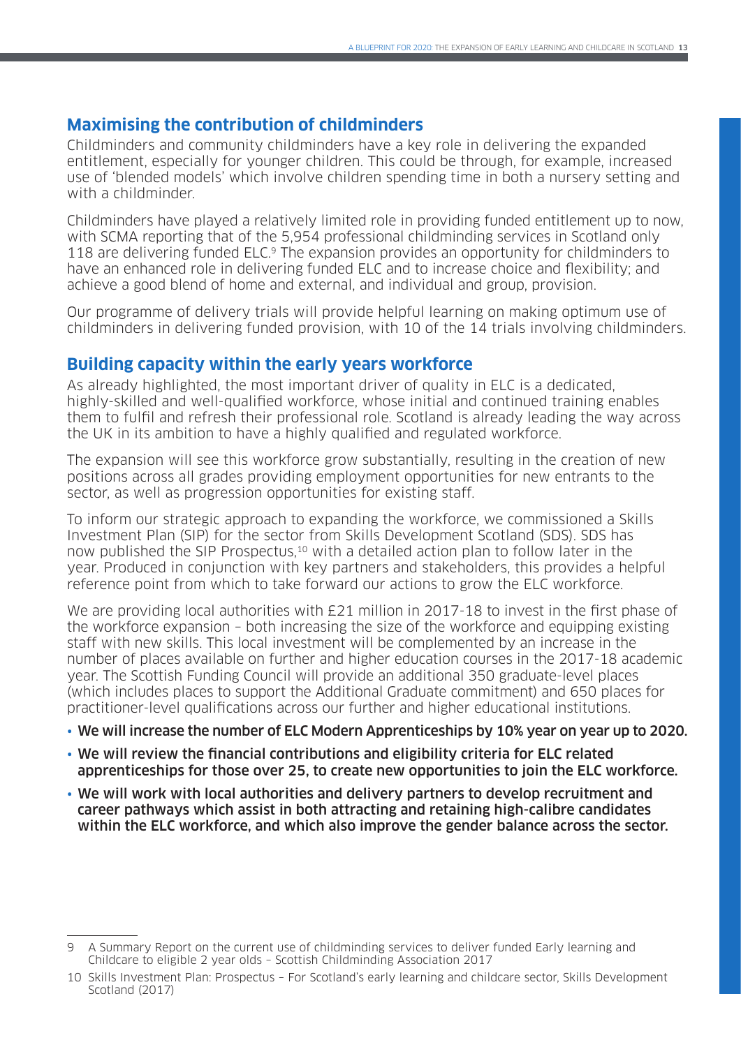## Maximising the contribution of childminders

Childminders and community childminders have a key role in delivering the expanded entitlement, especially for younger children. This could be through, for example, increased use of 'blended models' which involve children spending time in both a nursery setting and with a childminder.

Childminders have played a relatively limited role in providing funded entitlement up to now, with SCMA reporting that of the 5,954 professional childminding services in Scotland only 118 are delivering funded ELC.[9] The expansion provides an opportunity for childminders to have an enhanced role in delivering funded ELC and to increase choice and flexibility; and achieve a good blend of home and external, and individual and group, provision.

Our programme of delivery trials will provide helpful learning on making optimum use of childminders in delivering funded provision, with 10 of the 14 trials involving childminders.

## Building capacity within the early years workforce

As already highlighted, the most important driver of quality in ELC is a dedicated, highly-skilled and well-qualified workforce, whose initial and continued training enables them to fulfil and refresh their professional role. Scotland is already leading the way across the UK in its ambition to have a highly qualified and regulated workforce.

The expansion will see this workforce grow substantially, resulting in the creation of new positions across all grades providing employment opportunities for new entrants to the sector, as well as progression opportunities for existing staff.

To inform our strategic approach to expanding the workforce, we commissioned a Skills Investment Plan (SIP) for the sector from Skills Development Scotland (SDS). SDS has now published the SIP Prospectus,[10] with a detailed action plan to follow later in the year. Produced in conjunction with key partners and stakeholders, this provides a helpful reference point from which to take forward our actions to grow the ELC workforce.

We are providing local authorities with £21 million in 2017-18 to invest in the first phase of the workforce expansion – both increasing the size of the workforce and equipping existing staff with new skills. This local investment will be complemented by an increase in the number of places available on further and higher education courses in the 2017-18 academic year. The Scottish Funding Council will provide an additional 350 graduate-level places (which includes places to support the Additional Graduate commitment) and 650 places for practitioner-level qualifications across our further and higher educational institutions.

- **We will increase the number of ELC Modern Apprenticeships by 10% year on year up to 2020.**
- **We will review the financial contributions and eligibility criteria for ELC related apprenticeships for those over 25, to create new opportunities to join the ELC workforce.**
- **We will work with local authorities and delivery partners to develop recruitment and career pathways which assist in both attracting and retaining high-calibre candidates within the ELC workforce, and which also improve the gender balance across the sector.**

---

9 A Summary Report on the current use of childminding services to deliver funded Early learning and Childcare to eligible 2 year olds – Scottish Childminding Association 2017

10 Skills Investment Plan: Prospectus – For Scotland's early learning and childcare sector, Skills Development Scotland (2017)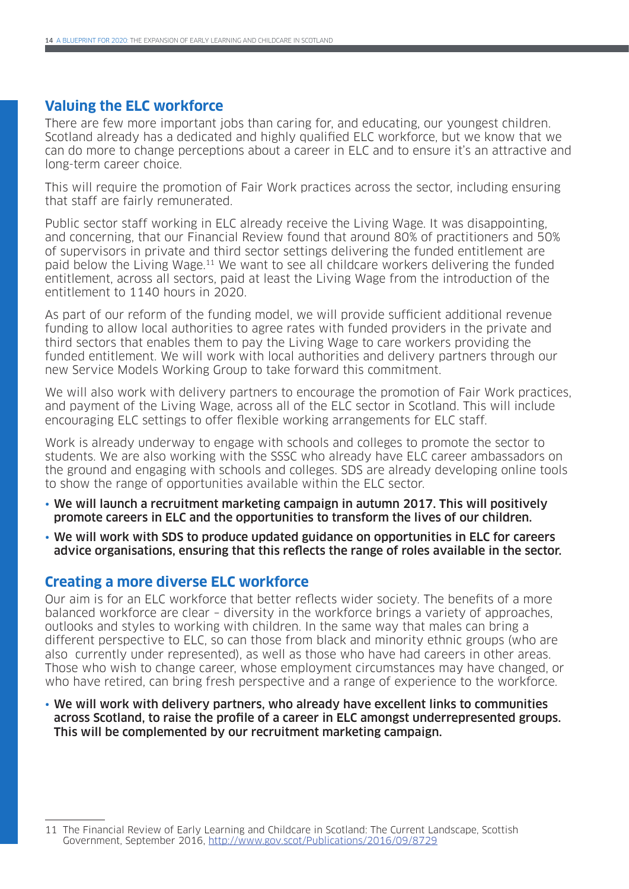## Valuing the ELC workforce

There are few more important jobs than caring for, and educating, our youngest children. Scotland already has a dedicated and highly qualified ELC workforce, but we know that we can do more to change perceptions about a career in ELC and to ensure it's an attractive and long-term career choice.

This will require the promotion of Fair Work practices across the sector, including ensuring that staff are fairly remunerated.

Public sector staff working in ELC already receive the Living Wage. It was disappointing, and concerning, that our Financial Review found that around 80% of practitioners and 50% of supervisors in private and third sector settings delivering the funded entitlement are paid below the Living Wage.[11] We want to see all childcare workers delivering the funded entitlement, across all sectors, paid at least the Living Wage from the introduction of the entitlement to 1140 hours in 2020.

As part of our reform of the funding model, we will provide sufficient additional revenue funding to allow local authorities to agree rates with funded providers in the private and third sectors that enables them to pay the Living Wage to care workers providing the funded entitlement. We will work with local authorities and delivery partners through our new Service Models Working Group to take forward this commitment.

We will also work with delivery partners to encourage the promotion of Fair Work practices, and payment of the Living Wage, across all of the ELC sector in Scotland. This will include encouraging ELC settings to offer flexible working arrangements for ELC staff.

Work is already underway to engage with schools and colleges to promote the sector to students. We are also working with the SSSC who already have ELC career ambassadors on the ground and engaging with schools and colleges. SDS are already developing online tools to show the range of opportunities available within the ELC sector.

- **We will launch a recruitment marketing campaign in autumn 2017. This will positively promote careers in ELC and the opportunities to transform the lives of our children.**
- **We will work with SDS to produce updated guidance on opportunities in ELC for careers advice organisations, ensuring that this reflects the range of roles available in the sector.**

## Creating a more diverse ELC workforce

Our aim is for an ELC workforce that better reflects wider society. The benefits of a more balanced workforce are clear – diversity in the workforce brings a variety of approaches, outlooks and styles to working with children. In the same way that males can bring a different perspective to ELC, so can those from black and minority ethnic groups (who are also currently under represented), as well as those who have had careers in other areas. Those who wish to change career, whose employment circumstances may have changed, or who have retired, can bring fresh perspective and a range of experience to the workforce.

- **We will work with delivery partners, who already have excellent links to communities across Scotland, to raise the profile of a career in ELC amongst underrepresented groups. This will be complemented by our recruitment marketing campaign.**

---

11 The Financial Review of Early Learning and Childcare in Scotland: The Current Landscape, Scottish Government, September 2016, http://www.gov.scot/Publications/2016/09/8729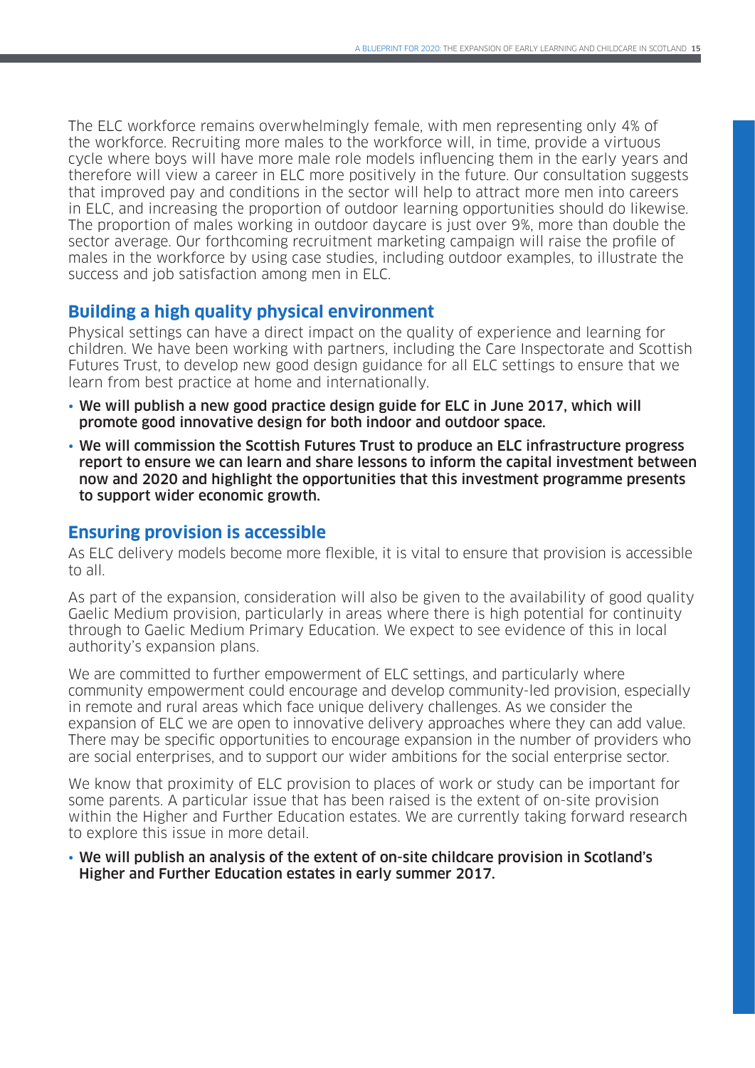The ELC workforce remains overwhelmingly female, with men representing only 4% of the workforce. Recruiting more males to the workforce will, in time, provide a virtuous cycle where boys will have more male role models influencing them in the early years and therefore will view a career in ELC more positively in the future. Our consultation suggests that improved pay and conditions in the sector will help to attract more men into careers in ELC, and increasing the proportion of outdoor learning opportunities should do likewise. The proportion of males working in outdoor daycare is just over 9%, more than double the sector average. Our forthcoming recruitment marketing campaign will raise the profile of males in the workforce by using case studies, including outdoor examples, to illustrate the success and job satisfaction among men in ELC.

## Building a high quality physical environment

Physical settings can have a direct impact on the quality of experience and learning for children. We have been working with partners, including the Care Inspectorate and Scottish Futures Trust, to develop new good design guidance for all ELC settings to ensure that we learn from best practice at home and internationally.

- **We will publish a new good practice design guide for ELC in June 2017, which will promote good innovative design for both indoor and outdoor space.**
- **We will commission the Scottish Futures Trust to produce an ELC infrastructure progress report to ensure we can learn and share lessons to inform the capital investment between now and 2020 and highlight the opportunities that this investment programme presents to support wider economic growth.**

## Ensuring provision is accessible

As ELC delivery models become more flexible, it is vital to ensure that provision is accessible to all.

As part of the expansion, consideration will also be given to the availability of good quality Gaelic Medium provision, particularly in areas where there is high potential for continuity through to Gaelic Medium Primary Education. We expect to see evidence of this in local authority's expansion plans.

We are committed to further empowerment of ELC settings, and particularly where community empowerment could encourage and develop community-led provision, especially in remote and rural areas which face unique delivery challenges. As we consider the expansion of ELC we are open to innovative delivery approaches where they can add value. There may be specific opportunities to encourage expansion in the number of providers who are social enterprises, and to support our wider ambitions for the social enterprise sector.

We know that proximity of ELC provision to places of work or study can be important for some parents. A particular issue that has been raised is the extent of on-site provision within the Higher and Further Education estates. We are currently taking forward research to explore this issue in more detail.

- **We will publish an analysis of the extent of on-site childcare provision in Scotland's Higher and Further Education estates in early summer 2017.**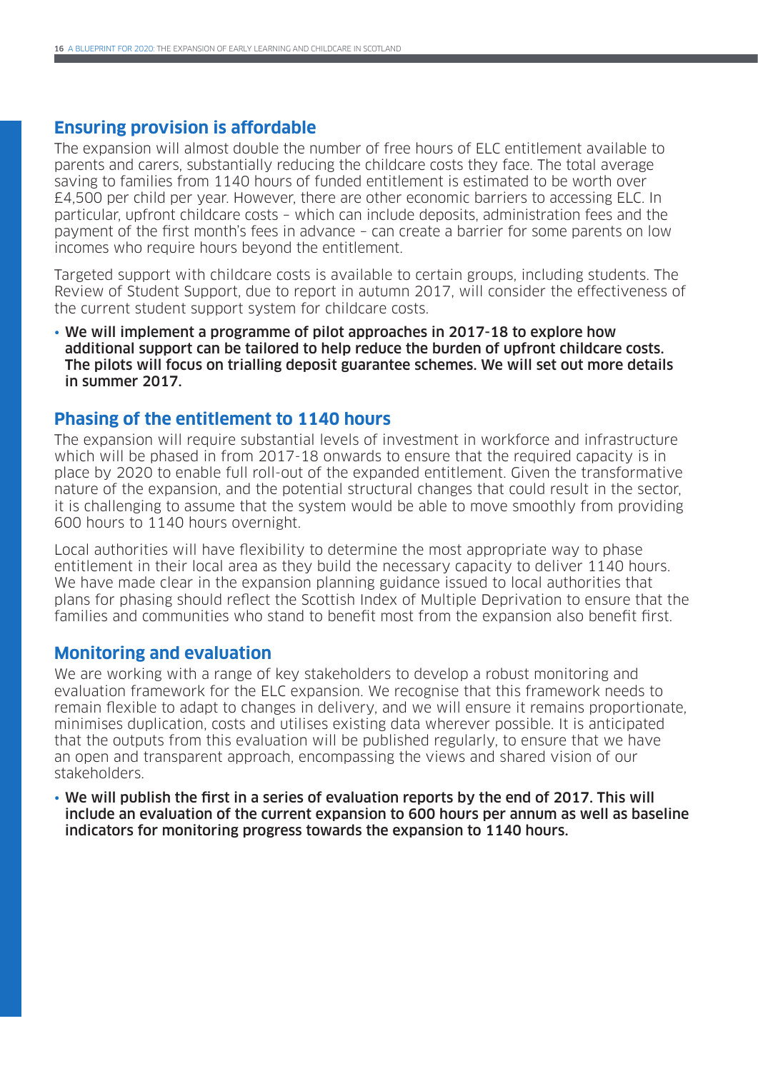## Ensuring provision is affordable

The expansion will almost double the number of free hours of ELC entitlement available to parents and carers, substantially reducing the childcare costs they face. The total average saving to families from 1140 hours of funded entitlement is estimated to be worth over £4,500 per child per year. However, there are other economic barriers to accessing ELC. In particular, upfront childcare costs – which can include deposits, administration fees and the payment of the first month's fees in advance – can create a barrier for some parents on low incomes who require hours beyond the entitlement.

Targeted support with childcare costs is available to certain groups, including students. The Review of Student Support, due to report in autumn 2017, will consider the effectiveness of the current student support system for childcare costs.

- **We will implement a programme of pilot approaches in 2017-18 to explore how additional support can be tailored to help reduce the burden of upfront childcare costs. The pilots will focus on trialling deposit guarantee schemes. We will set out more details in summer 2017.**

## Phasing of the entitlement to 1140 hours

The expansion will require substantial levels of investment in workforce and infrastructure which will be phased in from 2017-18 onwards to ensure that the required capacity is in place by 2020 to enable full roll-out of the expanded entitlement. Given the transformative nature of the expansion, and the potential structural changes that could result in the sector, it is challenging to assume that the system would be able to move smoothly from providing 600 hours to 1140 hours overnight.

Local authorities will have flexibility to determine the most appropriate way to phase entitlement in their local area as they build the necessary capacity to deliver 1140 hours. We have made clear in the expansion planning guidance issued to local authorities that plans for phasing should reflect the Scottish Index of Multiple Deprivation to ensure that the families and communities who stand to benefit most from the expansion also benefit first.

## Monitoring and evaluation

We are working with a range of key stakeholders to develop a robust monitoring and evaluation framework for the ELC expansion. We recognise that this framework needs to remain flexible to adapt to changes in delivery, and we will ensure it remains proportionate, minimises duplication, costs and utilises existing data wherever possible. It is anticipated that the outputs from this evaluation will be published regularly, to ensure that we have an open and transparent approach, encompassing the views and shared vision of our stakeholders.

- **We will publish the first in a series of evaluation reports by the end of 2017. This will include an evaluation of the current expansion to 600 hours per annum as well as baseline indicators for monitoring progress towards the expansion to 1140 hours.**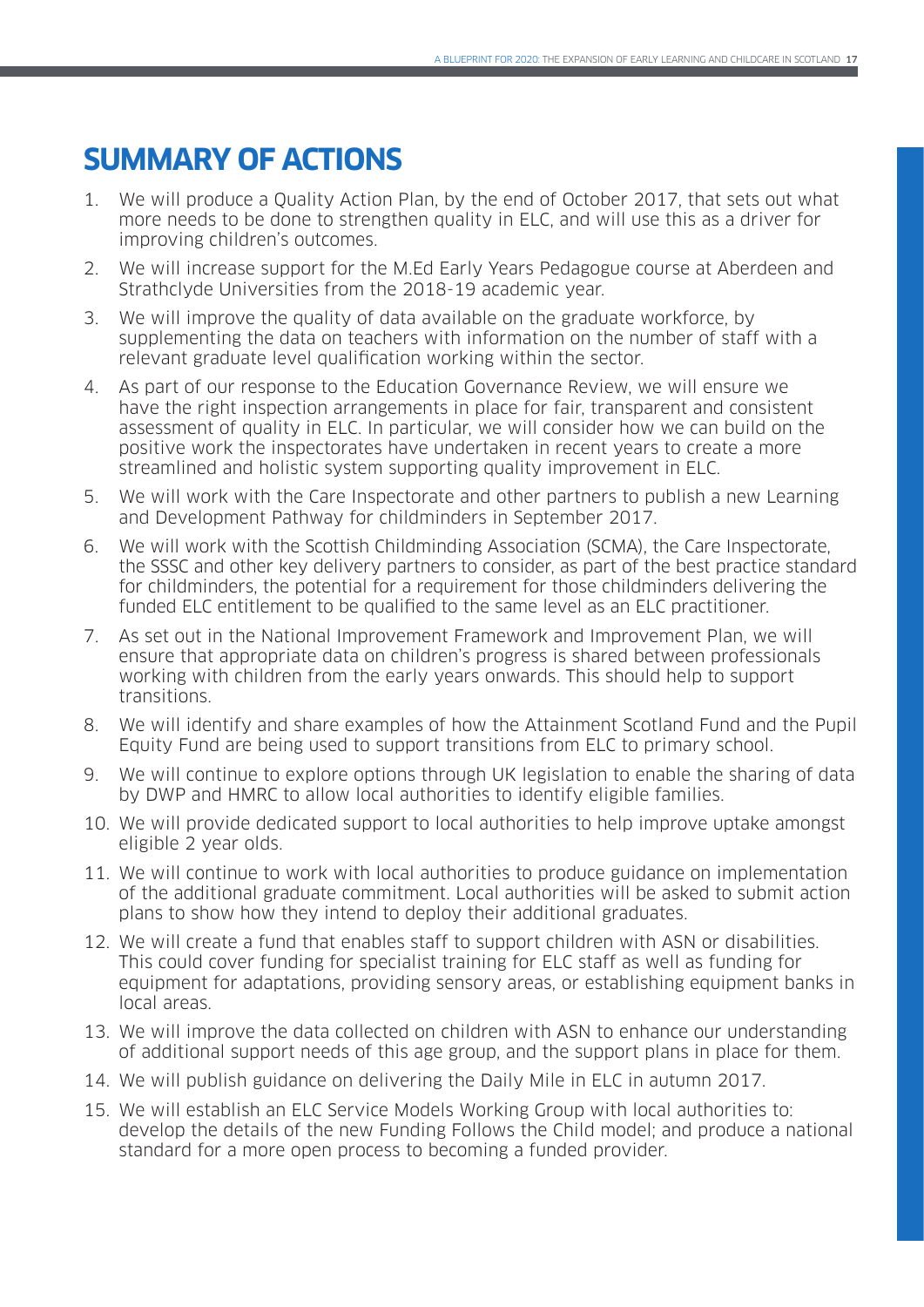# SUMMARY OF ACTIONS

1. We will produce a Quality Action Plan, by the end of October 2017, that sets out what more needs to be done to strengthen quality in ELC, and will use this as a driver for improving children's outcomes.
2. We will increase support for the M.Ed Early Years Pedagogue course at Aberdeen and Strathclyde Universities from the 2018-19 academic year.
3. We will improve the quality of data available on the graduate workforce, by supplementing the data on teachers with information on the number of staff with a relevant graduate level qualification working within the sector.
4. As part of our response to the Education Governance Review, we will ensure we have the right inspection arrangements in place for fair, transparent and consistent assessment of quality in ELC. In particular, we will consider how we can build on the positive work the inspectorates have undertaken in recent years to create a more streamlined and holistic system supporting quality improvement in ELC.
5. We will work with the Care Inspectorate and other partners to publish a new Learning and Development Pathway for childminders in September 2017.
6. We will work with the Scottish Childminding Association (SCMA), the Care Inspectorate, the SSSC and other key delivery partners to consider, as part of the best practice standard for childminders, the potential for a requirement for those childminders delivering the funded ELC entitlement to be qualified to the same level as an ELC practitioner.
7. As set out in the National Improvement Framework and Improvement Plan, we will ensure that appropriate data on children's progress is shared between professionals working with children from the early years onwards. This should help to support transitions.
8. We will identify and share examples of how the Attainment Scotland Fund and the Pupil Equity Fund are being used to support transitions from ELC to primary school.
9. We will continue to explore options through UK legislation to enable the sharing of data by DWP and HMRC to allow local authorities to identify eligible families.
10. We will provide dedicated support to local authorities to help improve uptake amongst eligible 2 year olds.
11. We will continue to work with local authorities to produce guidance on implementation of the additional graduate commitment. Local authorities will be asked to submit action plans to show how they intend to deploy their additional graduates.
12. We will create a fund that enables staff to support children with ASN or disabilities. This could cover funding for specialist training for ELC staff as well as funding for equipment for adaptations, providing sensory areas, or establishing equipment banks in local areas.
13. We will improve the data collected on children with ASN to enhance our understanding of additional support needs of this age group, and the support plans in place for them.
14. We will publish guidance on delivering the Daily Mile in ELC in autumn 2017.
15. We will establish an ELC Service Models Working Group with local authorities to: develop the details of the new Funding Follows the Child model; and produce a national standard for a more open process to becoming a funded provider.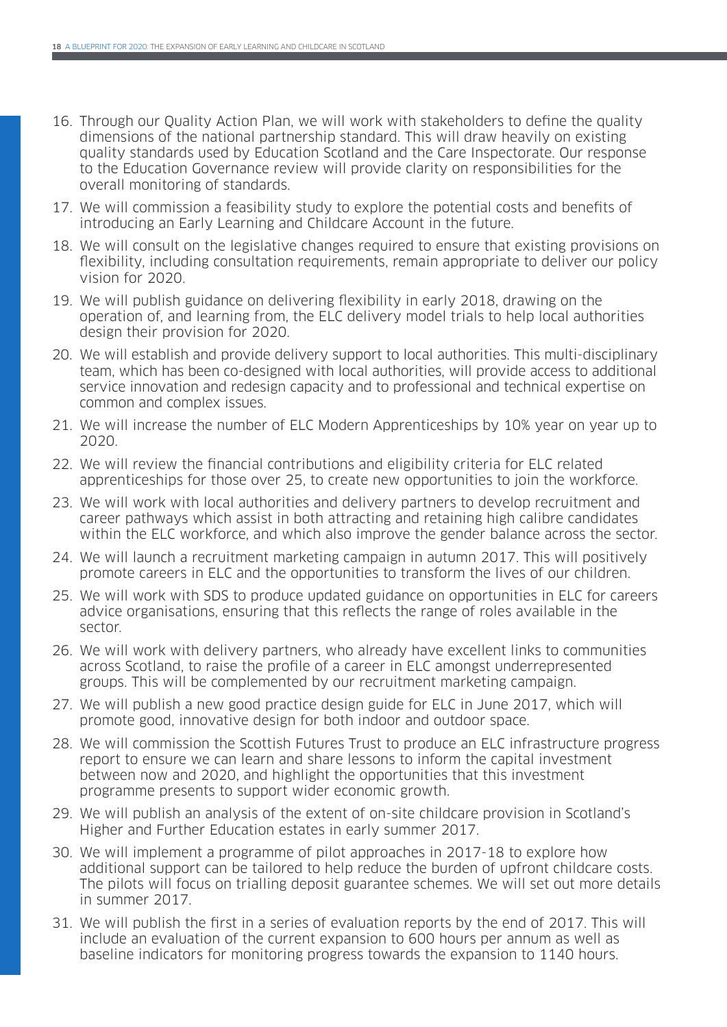16. Through our Quality Action Plan, we will work with stakeholders to define the quality dimensions of the national partnership standard. This will draw heavily on existing quality standards used by Education Scotland and the Care Inspectorate. Our response to the Education Governance review will provide clarity on responsibilities for the overall monitoring of standards.
17. We will commission a feasibility study to explore the potential costs and benefits of introducing an Early Learning and Childcare Account in the future.
18. We will consult on the legislative changes required to ensure that existing provisions on flexibility, including consultation requirements, remain appropriate to deliver our policy vision for 2020.
19. We will publish guidance on delivering flexibility in early 2018, drawing on the operation of, and learning from, the ELC delivery model trials to help local authorities design their provision for 2020.
20. We will establish and provide delivery support to local authorities. This multi-disciplinary team, which has been co-designed with local authorities, will provide access to additional service innovation and redesign capacity and to professional and technical expertise on common and complex issues.
21. We will increase the number of ELC Modern Apprenticeships by 10% year on year up to 2020.
22. We will review the financial contributions and eligibility criteria for ELC related apprenticeships for those over 25, to create new opportunities to join the workforce.
23. We will work with local authorities and delivery partners to develop recruitment and career pathways which assist in both attracting and retaining high calibre candidates within the ELC workforce, and which also improve the gender balance across the sector.
24. We will launch a recruitment marketing campaign in autumn 2017. This will positively promote careers in ELC and the opportunities to transform the lives of our children.
25. We will work with SDS to produce updated guidance on opportunities in ELC for careers advice organisations, ensuring that this reflects the range of roles available in the sector.
26. We will work with delivery partners, who already have excellent links to communities across Scotland, to raise the profile of a career in ELC amongst underrepresented groups. This will be complemented by our recruitment marketing campaign.
27. We will publish a new good practice design guide for ELC in June 2017, which will promote good, innovative design for both indoor and outdoor space.
28. We will commission the Scottish Futures Trust to produce an ELC infrastructure progress report to ensure we can learn and share lessons to inform the capital investment between now and 2020, and highlight the opportunities that this investment programme presents to support wider economic growth.
29. We will publish an analysis of the extent of on-site childcare provision in Scotland's Higher and Further Education estates in early summer 2017.
30. We will implement a programme of pilot approaches in 2017-18 to explore how additional support can be tailored to help reduce the burden of upfront childcare costs. The pilots will focus on trialling deposit guarantee schemes. We will set out more details in summer 2017.
31. We will publish the first in a series of evaluation reports by the end of 2017. This will include an evaluation of the current expansion to 600 hours per annum as well as baseline indicators for monitoring progress towards the expansion to 1140 hours.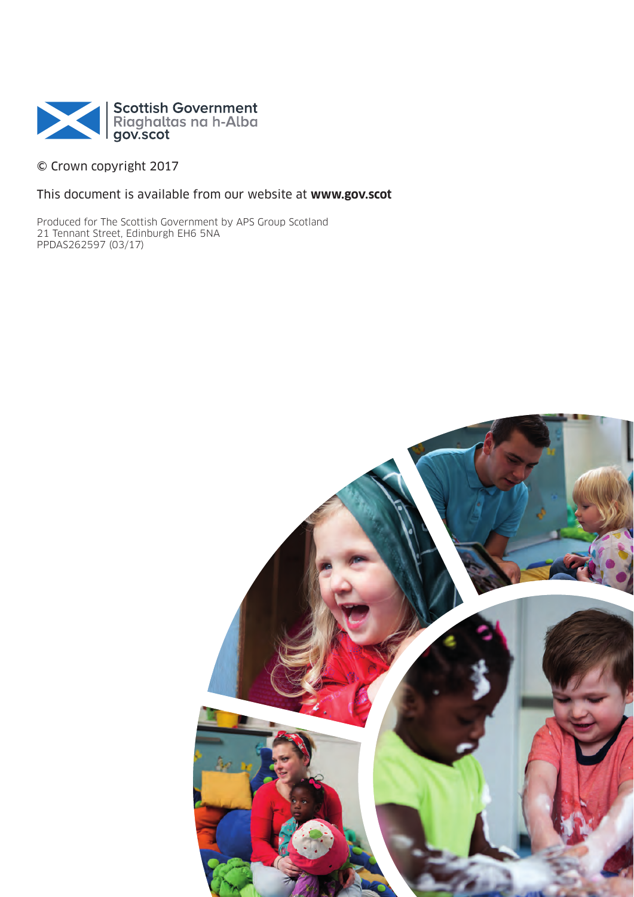Scottish Government
Riaghaltas na h-Alba
gov.scot

© Crown copyright 2017

This document is available from our website at **www.gov.scot**

Produced for The Scottish Government by APS Group Scotland
21 Tennant Street, Edinburgh EH6 5NA
PPDAS262597 (03/17)